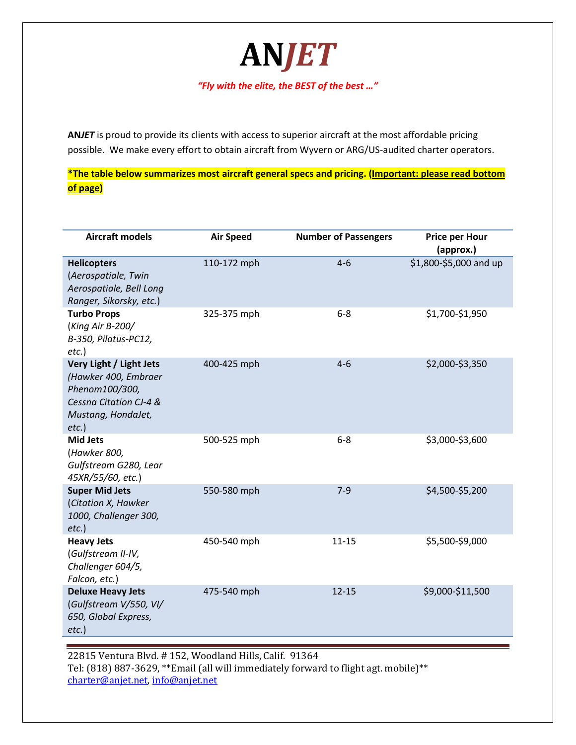# AN*JET*

*"Fly with the elite, the BEST of the best …"*

**AN*JET*** is proud to provide its clients with access to superior aircraft at the most affordable pricing possible. We make every effort to obtain aircraft from Wyvern or ARG/US-audited charter operators.

**\*The table below summarizes most aircraft general specs and pricing. (Important: please read bottom of page)**

| Aircraft models | Air Speed | Number of Passengers | Price per Hour (approx.) |
|---|---|---|---|
| **Helicopters** (*Aerospatiale, Twin Aerospatiale, Bell Long Ranger, Sikorsky, etc.*) | 110-172 mph | 4-6 | $1,800-$5,000 and up |
| **Turbo Props** (*King Air B-200/ B-350, Pilatus-PC12, etc.*) | 325-375 mph | 6-8 | $1,700-$1,950 |
| **Very Light / Light Jets** *(Hawker 400, Embraer Phenom100/300, Cessna Citation CJ-4 & Mustang, HondaJet, etc.*) | 400-425 mph | 4-6 | $2,000-$3,350 |
| **Mid Jets** (*Hawker 800, Gulfstream G280, Lear 45XR/55/60, etc.*) | 500-525 mph | 6-8 | $3,000-$3,600 |
| **Super Mid Jets** (*Citation X, Hawker 1000, Challenger 300, etc.*) | 550-580 mph | 7-9 | $4,500-$5,200 |
| **Heavy Jets** (*Gulfstream II-IV, Challenger 604/5, Falcon, etc.*) | 450-540 mph | 11-15 | $5,500-$9,000 |
| **Deluxe Heavy Jets** (*Gulfstream V/550, VI/ 650, Global Express, etc.*) | 475-540 mph | 12-15 | $9,000-$11,500 |

22815 Ventura Blvd. # 152, Woodland Hills, Calif. 91364
Tel: (818) 887-3629, **Email (all will immediately forward to flight agt. mobile)**
charter@anjet.net, info@anjet.net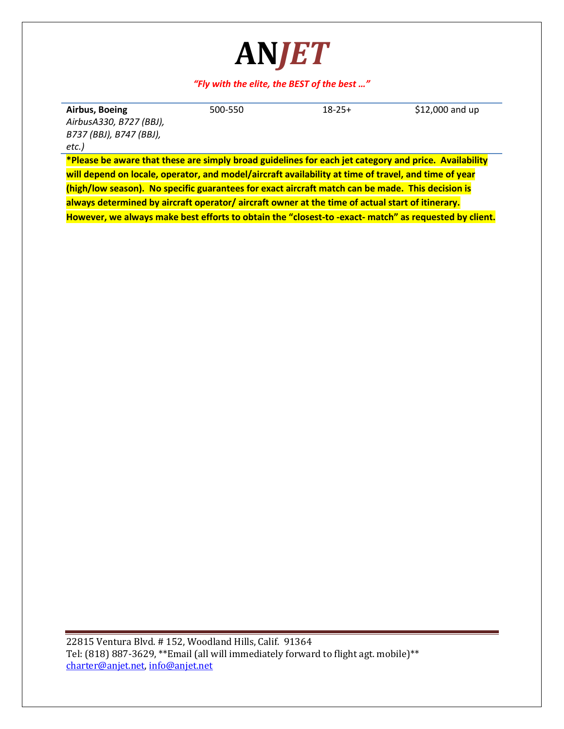# AN*JET*

*"Fly with the elite, the BEST of the best …"*

| | | | |
|---|---|---|---|
| **Airbus, Boeing** *AirbusA330, B727 (BBJ), B737 (BBJ), B747 (BBJ), etc.)* | 500-550 | 18-25+ | $12,000 and up |

**\*Please be aware that these are simply broad guidelines for each jet category and price. Availability will depend on locale, operator, and model/aircraft availability at time of travel, and time of year (high/low season). No specific guarantees for exact aircraft match can be made. This decision is always determined by aircraft operator/ aircraft owner at the time of actual start of itinerary. However, we always make best efforts to obtain the "closest-to -exact- match" as requested by client.**

22815 Ventura Blvd. # 152, Woodland Hills, Calif. 91364
Tel: (818) 887-3629, **Email (all will immediately forward to flight agt. mobile)**
charter@anjet.net, info@anjet.net